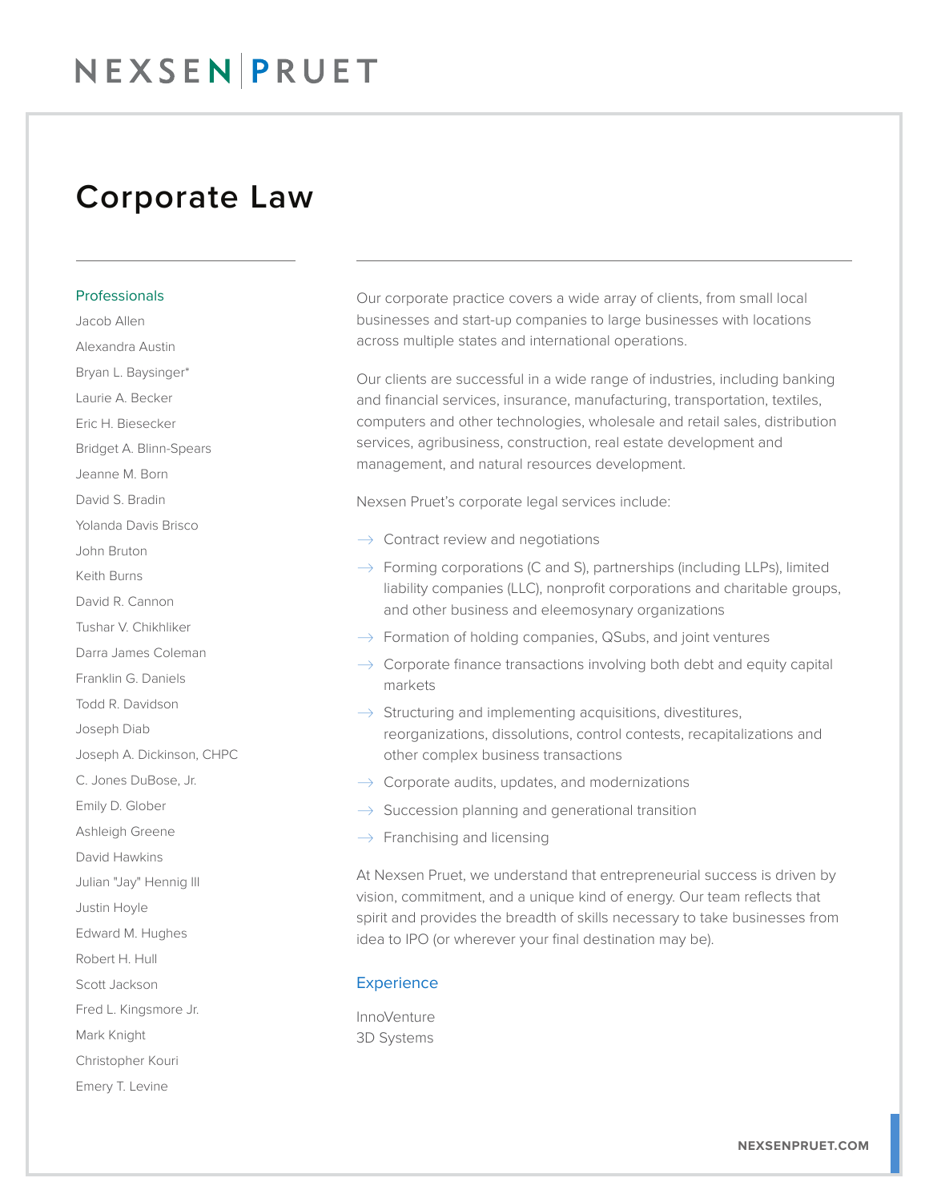# NEXSEN | PRUET

## Corporate Law

### Professionals

Jacob Allen
Alexandra Austin
Bryan L. Baysinger*
Laurie A. Becker
Eric H. Biesecker
Bridget A. Blinn-Spears
Jeanne M. Born
David S. Bradin
Yolanda Davis Brisco
John Bruton
Keith Burns
David R. Cannon
Tushar V. Chikhliker
Darra James Coleman
Franklin G. Daniels
Todd R. Davidson
Joseph Diab
Joseph A. Dickinson, CHPC
C. Jones DuBose, Jr.
Emily D. Glober
Ashleigh Greene
David Hawkins
Julian "Jay" Hennig III
Justin Hoyle
Edward M. Hughes
Robert H. Hull
Scott Jackson
Fred L. Kingsmore Jr.
Mark Knight
Christopher Kouri
Emery T. Levine

Our corporate practice covers a wide array of clients, from small local businesses and start-up companies to large businesses with locations across multiple states and international operations.

Our clients are successful in a wide range of industries, including banking and financial services, insurance, manufacturing, transportation, textiles, computers and other technologies, wholesale and retail sales, distribution services, agribusiness, construction, real estate development and management, and natural resources development.

Nexsen Pruet's corporate legal services include:

- Contract review and negotiations
- Forming corporations (C and S), partnerships (including LLPs), limited liability companies (LLC), nonprofit corporations and charitable groups, and other business and eleemosynary organizations
- Formation of holding companies, QSubs, and joint ventures
- Corporate finance transactions involving both debt and equity capital markets
- Structuring and implementing acquisitions, divestitures, reorganizations, dissolutions, control contests, recapitalizations and other complex business transactions
- Corporate audits, updates, and modernizations
- Succession planning and generational transition
- Franchising and licensing

At Nexsen Pruet, we understand that entrepreneurial success is driven by vision, commitment, and a unique kind of energy. Our team reflects that spirit and provides the breadth of skills necessary to take businesses from idea to IPO (or wherever your final destination may be).

### Experience

InnoVenture
3D Systems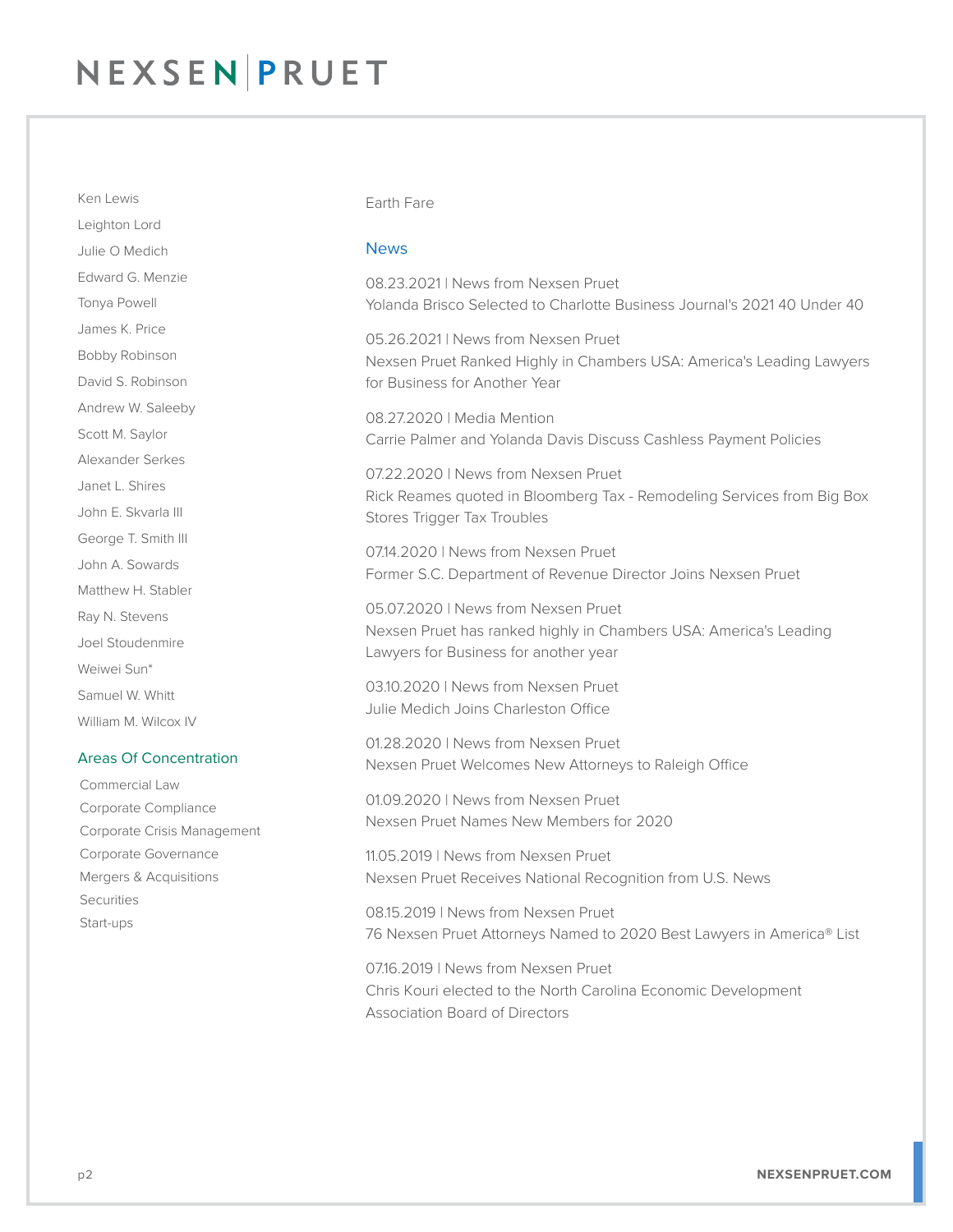Ken Lewis

Leighton Lord

Julie O Medich

Edward G. Menzie

Tonya Powell

James K. Price

Bobby Robinson

David S. Robinson

Andrew W. Saleeby

Scott M. Saylor

Alexander Serkes

Janet L. Shires

John E. Skvarla III

George T. Smith III

John A. Sowards

Matthew H. Stabler

Ray N. Stevens

Joel Stoudenmire

Weiwei Sun*

Samuel W. Whitt

William M. Wilcox IV

## Areas Of Concentration

Commercial Law

Corporate Compliance

Corporate Crisis Management

Corporate Governance

Mergers & Acquisitions

Securities

Start-ups

Earth Fare

## News

08.23.2021 | News from Nexsen Pruet
Yolanda Brisco Selected to Charlotte Business Journal's 2021 40 Under 40

05.26.2021 | News from Nexsen Pruet
Nexsen Pruet Ranked Highly in Chambers USA: America's Leading Lawyers for Business for Another Year

08.27.2020 | Media Mention
Carrie Palmer and Yolanda Davis Discuss Cashless Payment Policies

07.22.2020 | News from Nexsen Pruet
Rick Reames quoted in Bloomberg Tax - Remodeling Services from Big Box Stores Trigger Tax Troubles

07.14.2020 | News from Nexsen Pruet
Former S.C. Department of Revenue Director Joins Nexsen Pruet

05.07.2020 | News from Nexsen Pruet
Nexsen Pruet has ranked highly in Chambers USA: America's Leading Lawyers for Business for another year

03.10.2020 | News from Nexsen Pruet
Julie Medich Joins Charleston Office

01.28.2020 | News from Nexsen Pruet
Nexsen Pruet Welcomes New Attorneys to Raleigh Office

01.09.2020 | News from Nexsen Pruet
Nexsen Pruet Names New Members for 2020

11.05.2019 | News from Nexsen Pruet
Nexsen Pruet Receives National Recognition from U.S. News

08.15.2019 | News from Nexsen Pruet
76 Nexsen Pruet Attorneys Named to 2020 Best Lawyers in America® List

07.16.2019 | News from Nexsen Pruet
Chris Kouri elected to the North Carolina Economic Development Association Board of Directors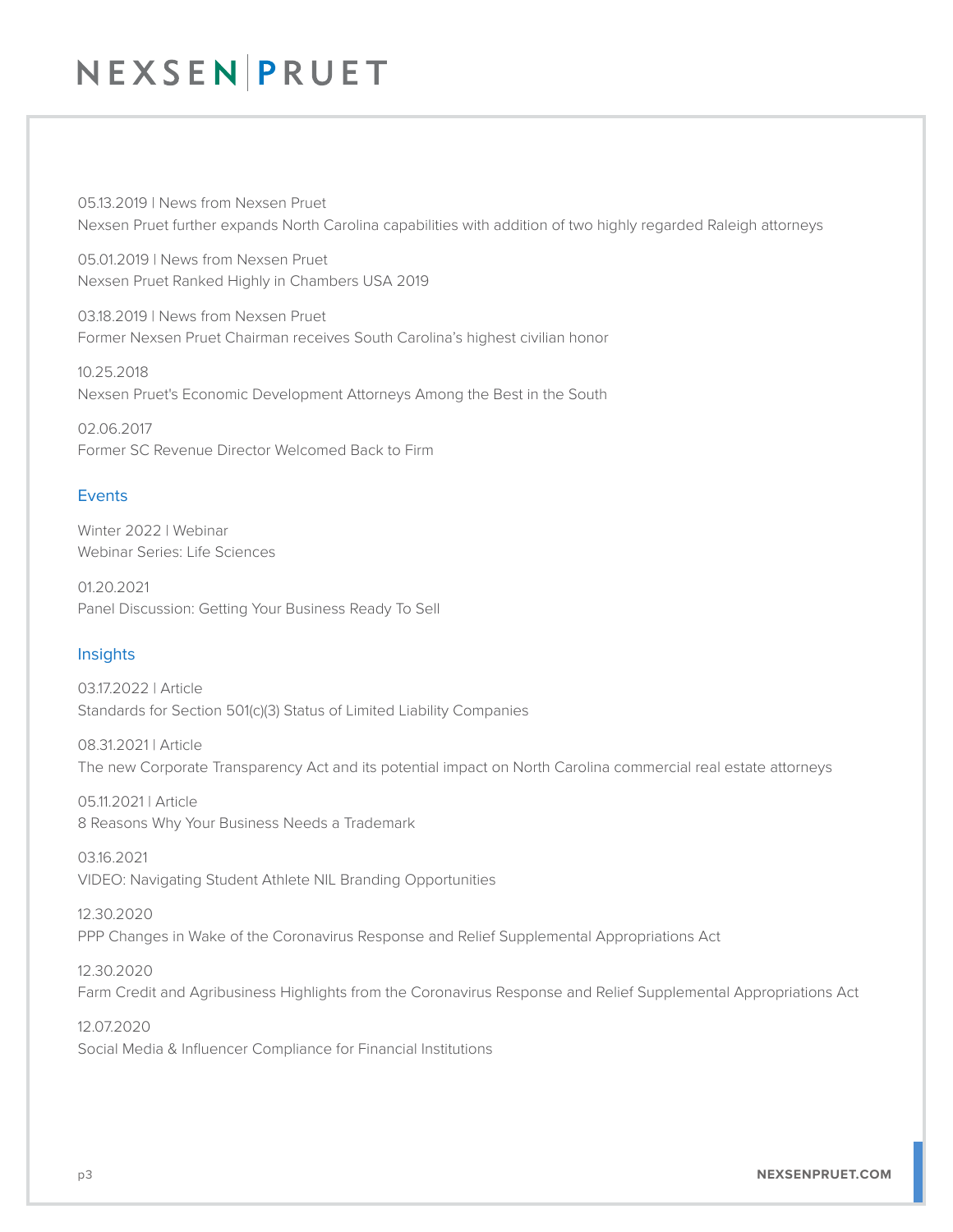05.13.2019 | News from Nexsen Pruet
Nexsen Pruet further expands North Carolina capabilities with addition of two highly regarded Raleigh attorneys

05.01.2019 | News from Nexsen Pruet
Nexsen Pruet Ranked Highly in Chambers USA 2019

03.18.2019 | News from Nexsen Pruet
Former Nexsen Pruet Chairman receives South Carolina's highest civilian honor

10.25.2018
Nexsen Pruet's Economic Development Attorneys Among the Best in the South

02.06.2017
Former SC Revenue Director Welcomed Back to Firm

## Events

Winter 2022 | Webinar
Webinar Series: Life Sciences

01.20.2021
Panel Discussion: Getting Your Business Ready To Sell

## Insights

03.17.2022 | Article
Standards for Section 501(c)(3) Status of Limited Liability Companies

08.31.2021 | Article
The new Corporate Transparency Act and its potential impact on North Carolina commercial real estate attorneys

05.11.2021 | Article
8 Reasons Why Your Business Needs a Trademark

03.16.2021
VIDEO: Navigating Student Athlete NIL Branding Opportunities

12.30.2020
PPP Changes in Wake of the Coronavirus Response and Relief Supplemental Appropriations Act

12.30.2020
Farm Credit and Agribusiness Highlights from the Coronavirus Response and Relief Supplemental Appropriations Act

12.07.2020
Social Media & Influencer Compliance for Financial Institutions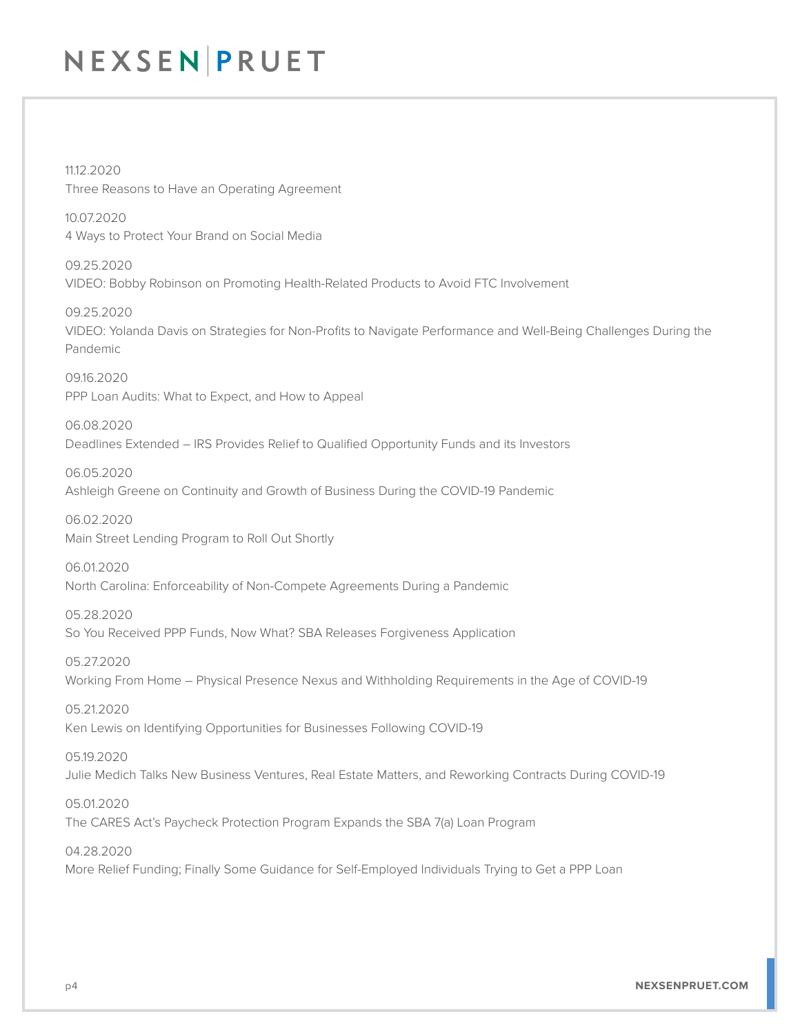11.12.2020
Three Reasons to Have an Operating Agreement

10.07.2020
4 Ways to Protect Your Brand on Social Media

09.25.2020
VIDEO: Bobby Robinson on Promoting Health-Related Products to Avoid FTC Involvement

09.25.2020
VIDEO: Yolanda Davis on Strategies for Non-Profits to Navigate Performance and Well-Being Challenges During the Pandemic

09.16.2020
PPP Loan Audits: What to Expect, and How to Appeal

06.08.2020
Deadlines Extended – IRS Provides Relief to Qualified Opportunity Funds and its Investors

06.05.2020
Ashleigh Greene on Continuity and Growth of Business During the COVID-19 Pandemic

06.02.2020
Main Street Lending Program to Roll Out Shortly

06.01.2020
North Carolina: Enforceability of Non-Compete Agreements During a Pandemic

05.28.2020
So You Received PPP Funds, Now What? SBA Releases Forgiveness Application

05.27.2020
Working From Home – Physical Presence Nexus and Withholding Requirements in the Age of COVID-19

05.21.2020
Ken Lewis on Identifying Opportunities for Businesses Following COVID-19

05.19.2020
Julie Medich Talks New Business Ventures, Real Estate Matters, and Reworking Contracts During COVID-19

05.01.2020
The CARES Act's Paycheck Protection Program Expands the SBA 7(a) Loan Program

04.28.2020
More Relief Funding; Finally Some Guidance for Self-Employed Individuals Trying to Get a PPP Loan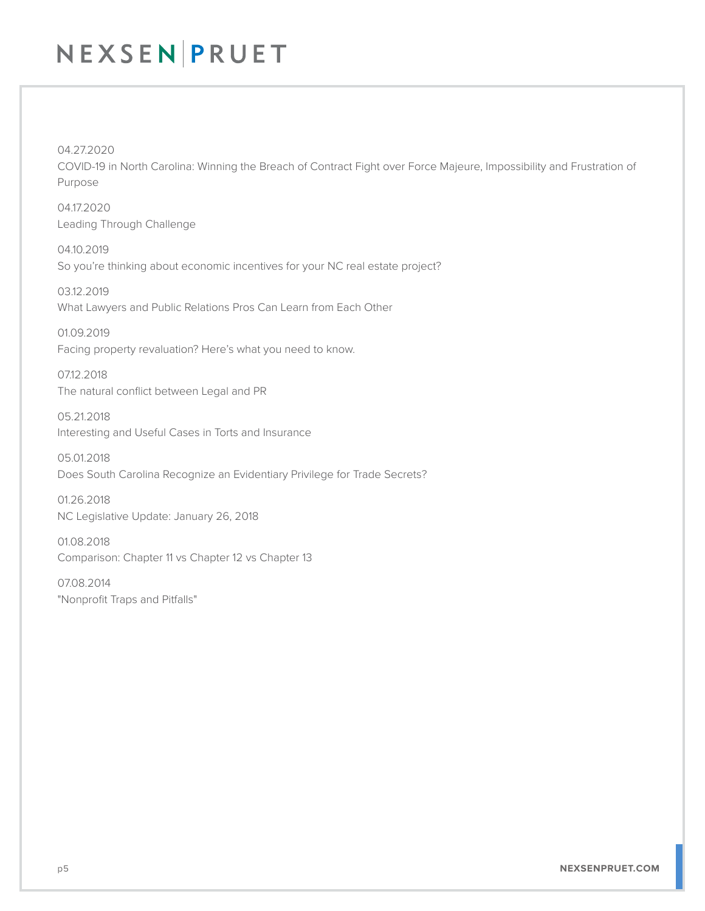04.27.2020
COVID-19 in North Carolina: Winning the Breach of Contract Fight over Force Majeure, Impossibility and Frustration of Purpose

04.17.2020
Leading Through Challenge

04.10.2019
So you’re thinking about economic incentives for your NC real estate project?

03.12.2019
What Lawyers and Public Relations Pros Can Learn from Each Other

01.09.2019
Facing property revaluation? Here’s what you need to know.

07.12.2018
The natural conflict between Legal and PR

05.21.2018
Interesting and Useful Cases in Torts and Insurance

05.01.2018
Does South Carolina Recognize an Evidentiary Privilege for Trade Secrets?

01.26.2018
NC Legislative Update: January 26, 2018

01.08.2018
Comparison: Chapter 11 vs Chapter 12 vs Chapter 13

07.08.2014
"Nonprofit Traps and Pitfalls"